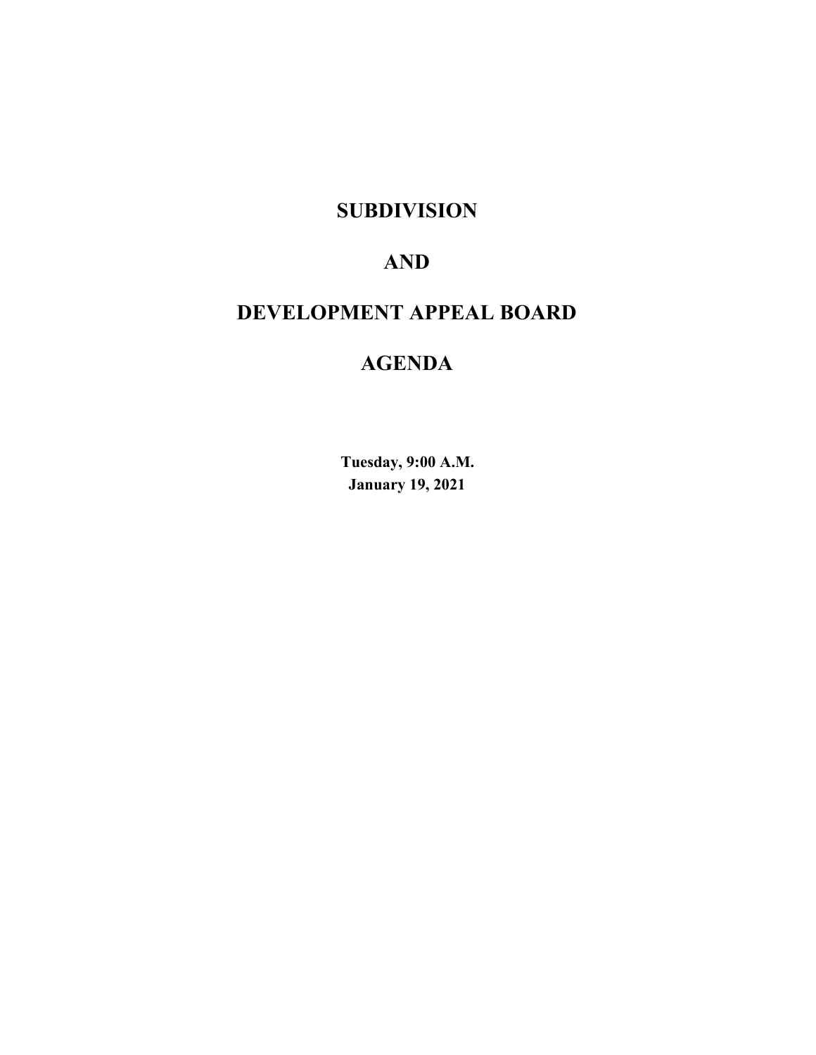# SUBDIVISION

# AND

# DEVELOPMENT APPEAL BOARD

# AGENDA

**Tuesday, 9:00 A.M.**
**January 19, 2021**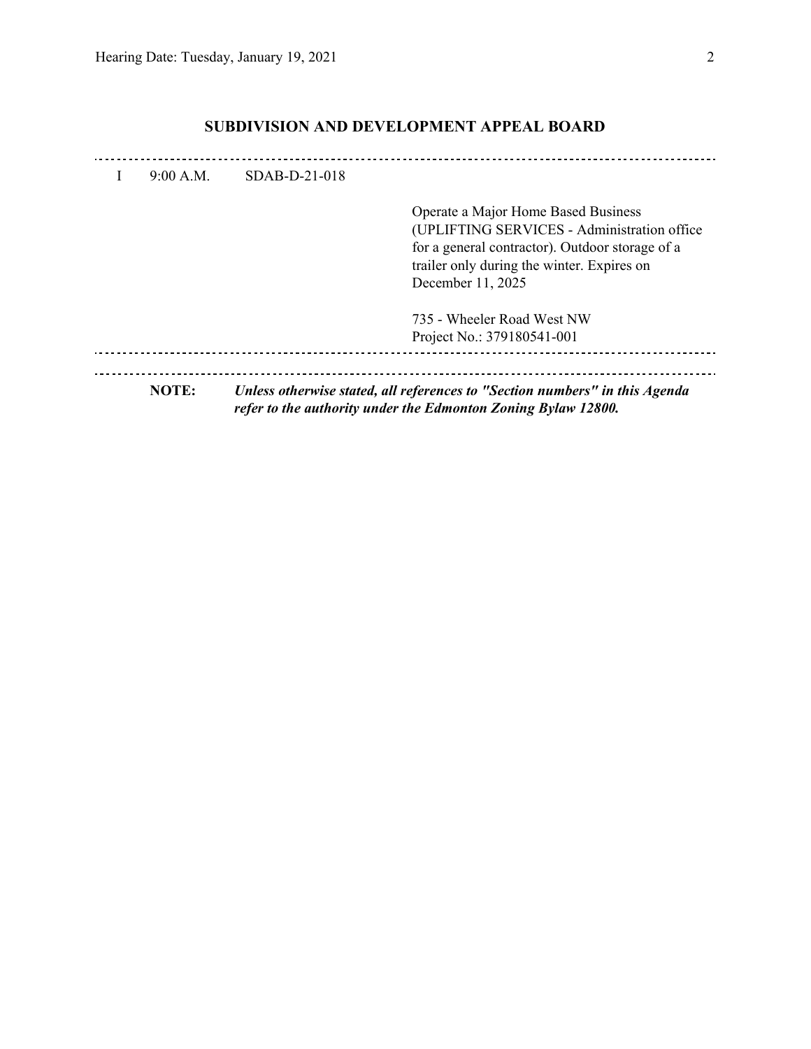## SUBDIVISION AND DEVELOPMENT APPEAL BOARD

---

I 9:00 A.M. SDAB-D-21-018

Operate a Major Home Based Business (UPLIFTING SERVICES - Administration office for a general contractor). Outdoor storage of a trailer only during the winter. Expires on December 11, 2025

735 - Wheeler Road West NW
Project No.: 379180541-001

---

---

**NOTE:** ***Unless otherwise stated, all references to "Section numbers" in this Agenda refer to the authority under the Edmonton Zoning Bylaw 12800.***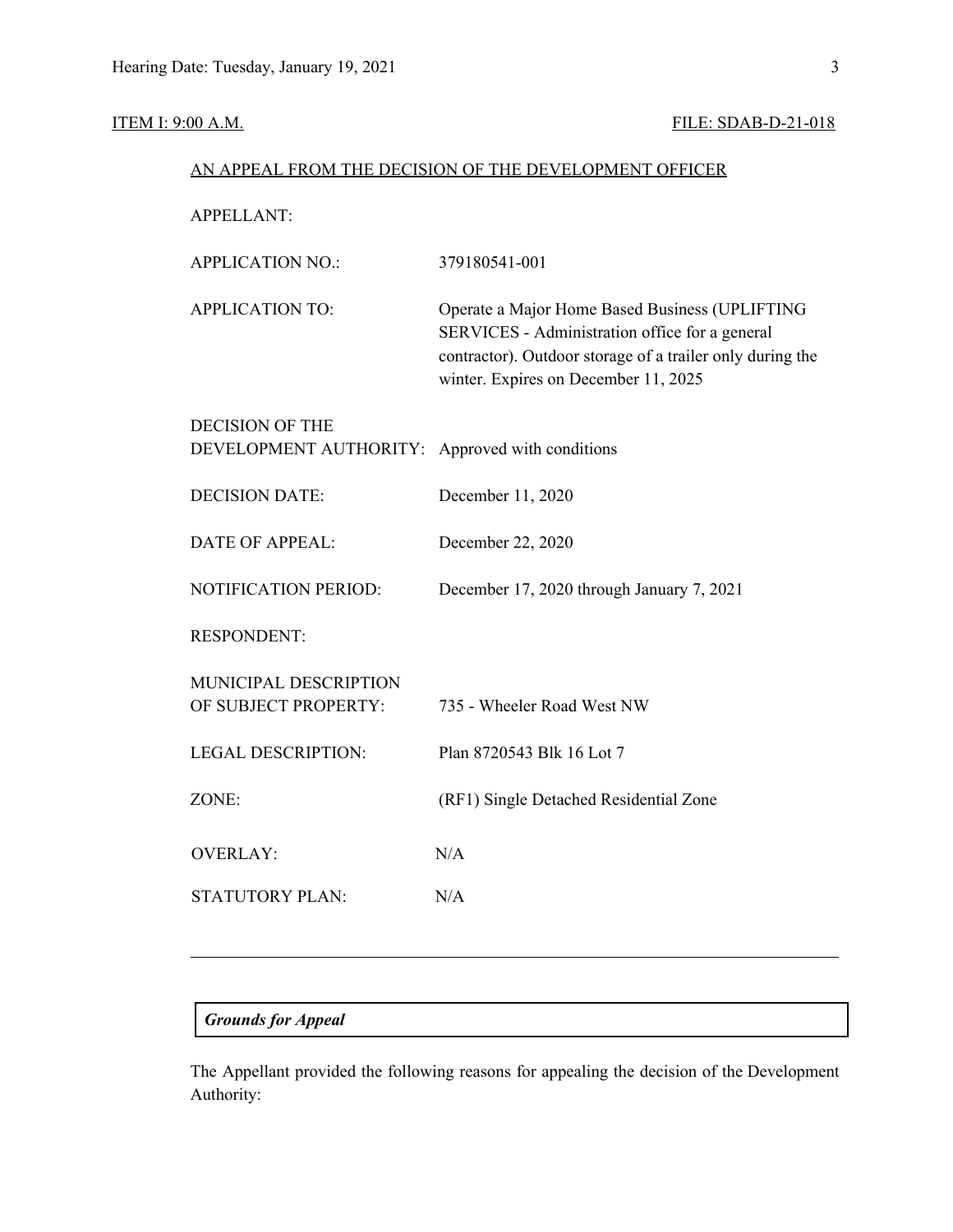ITEM I: 9:00 A.M. FILE: SDAB-D-21-018

AN APPEAL FROM THE DECISION OF THE DEVELOPMENT OFFICER

| | |
|---|---|
| APPELLANT: | |
| APPLICATION NO.: | 379180541-001 |
| APPLICATION TO: | Operate a Major Home Based Business (UPLIFTING SERVICES - Administration office for a general contractor). Outdoor storage of a trailer only during the winter. Expires on December 11, 2025 |
| DECISION OF THE DEVELOPMENT AUTHORITY: | Approved with conditions |
| DECISION DATE: | December 11, 2020 |
| DATE OF APPEAL: | December 22, 2020 |
| NOTIFICATION PERIOD: | December 17, 2020 through January 7, 2021 |
| RESPONDENT: | |
| MUNICIPAL DESCRIPTION OF SUBJECT PROPERTY: | 735 - Wheeler Road West NW |
| LEGAL DESCRIPTION: | Plan 8720543 Blk 16 Lot 7 |
| ZONE: | (RF1) Single Detached Residential Zone |
| OVERLAY: | N/A |
| STATUTORY PLAN: | N/A |

---

***Grounds for Appeal***

The Appellant provided the following reasons for appealing the decision of the Development Authority: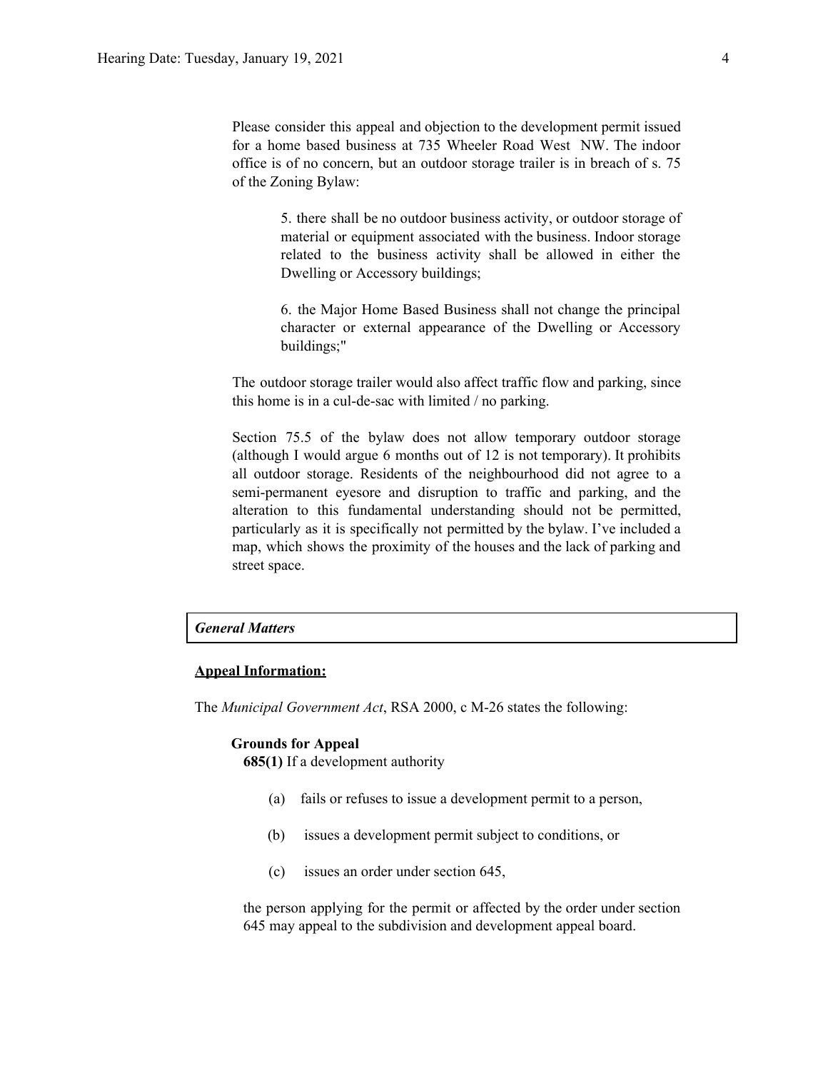Please consider this appeal and objection to the development permit issued for a home based business at 735 Wheeler Road West NW. The indoor office is of no concern, but an outdoor storage trailer is in breach of s. 75 of the Zoning Bylaw:

> 5. there shall be no outdoor business activity, or outdoor storage of material or equipment associated with the business. Indoor storage related to the business activity shall be allowed in either the Dwelling or Accessory buildings;
>
> 6. the Major Home Based Business shall not change the principal character or external appearance of the Dwelling or Accessory buildings;"

The outdoor storage trailer would also affect traffic flow and parking, since this home is in a cul-de-sac with limited / no parking.

Section 75.5 of the bylaw does not allow temporary outdoor storage (although I would argue 6 months out of 12 is not temporary). It prohibits all outdoor storage. Residents of the neighbourhood did not agree to a semi-permanent eyesore and disruption to traffic and parking, and the alteration to this fundamental understanding should not be permitted, particularly as it is specifically not permitted by the bylaw. I've included a map, which shows the proximity of the houses and the lack of parking and street space.

***General Matters***

**Appeal Information:**

The *Municipal Government Act*, RSA 2000, c M-26 states the following:

**Grounds for Appeal**

**685(1)** If a development authority

(a) fails or refuses to issue a development permit to a person,

(b) issues a development permit subject to conditions, or

(c) issues an order under section 645,

the person applying for the permit or affected by the order under section 645 may appeal to the subdivision and development appeal board.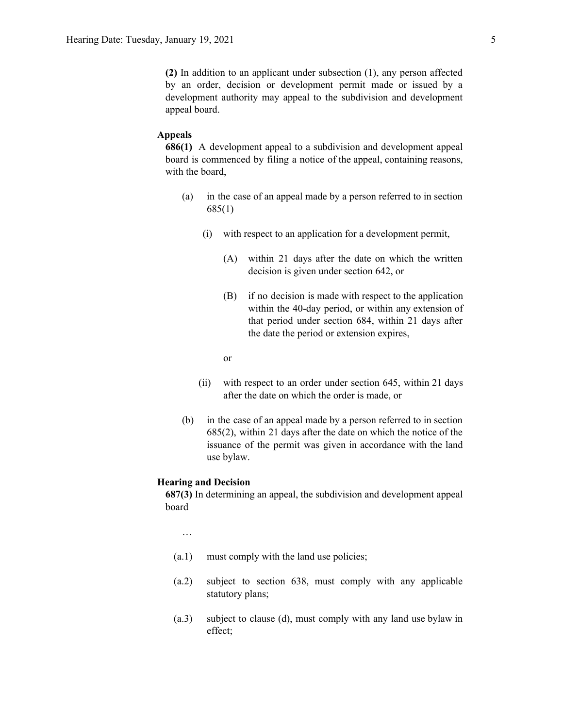**(2)** In addition to an applicant under subsection (1), any person affected by an order, decision or development permit made or issued by a development authority may appeal to the subdivision and development appeal board.

**Appeals**

**686(1)** A development appeal to a subdivision and development appeal board is commenced by filing a notice of the appeal, containing reasons, with the board,

(a) in the case of an appeal made by a person referred to in section 685(1)

(i) with respect to an application for a development permit,

(A) within 21 days after the date on which the written decision is given under section 642, or

(B) if no decision is made with respect to the application within the 40-day period, or within any extension of that period under section 684, within 21 days after the date the period or extension expires,

or

(ii) with respect to an order under section 645, within 21 days after the date on which the order is made, or

(b) in the case of an appeal made by a person referred to in section 685(2), within 21 days after the date on which the notice of the issuance of the permit was given in accordance with the land use bylaw.

**Hearing and Decision**

**687(3)** In determining an appeal, the subdivision and development appeal board

…

(a.1) must comply with the land use policies;

(a.2) subject to section 638, must comply with any applicable statutory plans;

(a.3) subject to clause (d), must comply with any land use bylaw in effect;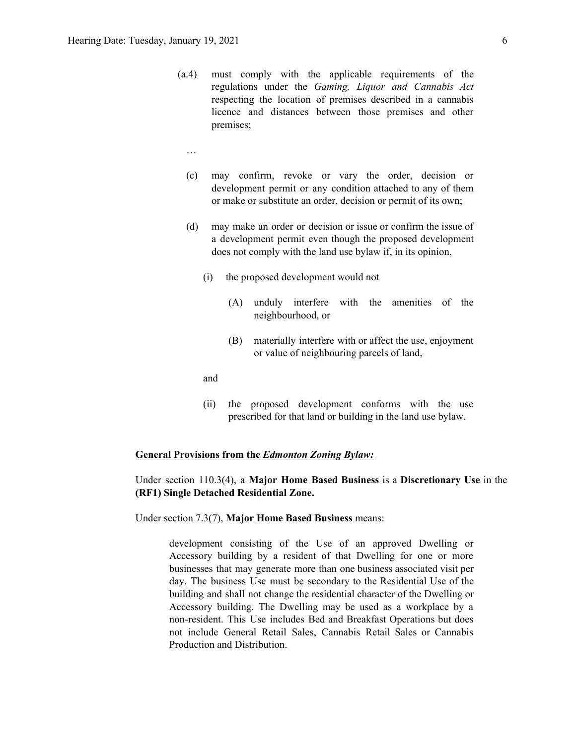(a.4) must comply with the applicable requirements of the regulations under the *Gaming, Liquor and Cannabis Act* respecting the location of premises described in a cannabis licence and distances between those premises and other premises;

…

(c) may confirm, revoke or vary the order, decision or development permit or any condition attached to any of them or make or substitute an order, decision or permit of its own;

(d) may make an order or decision or issue or confirm the issue of a development permit even though the proposed development does not comply with the land use bylaw if, in its opinion,

(i) the proposed development would not

(A) unduly interfere with the amenities of the neighbourhood, or

(B) materially interfere with or affect the use, enjoyment or value of neighbouring parcels of land,

and

(ii) the proposed development conforms with the use prescribed for that land or building in the land use bylaw.

**General Provisions from the *Edmonton Zoning Bylaw:***

Under section 110.3(4), a **Major Home Based Business** is a **Discretionary Use** in the **(RF1) Single Detached Residential Zone.**

Under section 7.3(7), **Major Home Based Business** means:

> development consisting of the Use of an approved Dwelling or Accessory building by a resident of that Dwelling for one or more businesses that may generate more than one business associated visit per day. The business Use must be secondary to the Residential Use of the building and shall not change the residential character of the Dwelling or Accessory building. The Dwelling may be used as a workplace by a non-resident. This Use includes Bed and Breakfast Operations but does not include General Retail Sales, Cannabis Retail Sales or Cannabis Production and Distribution.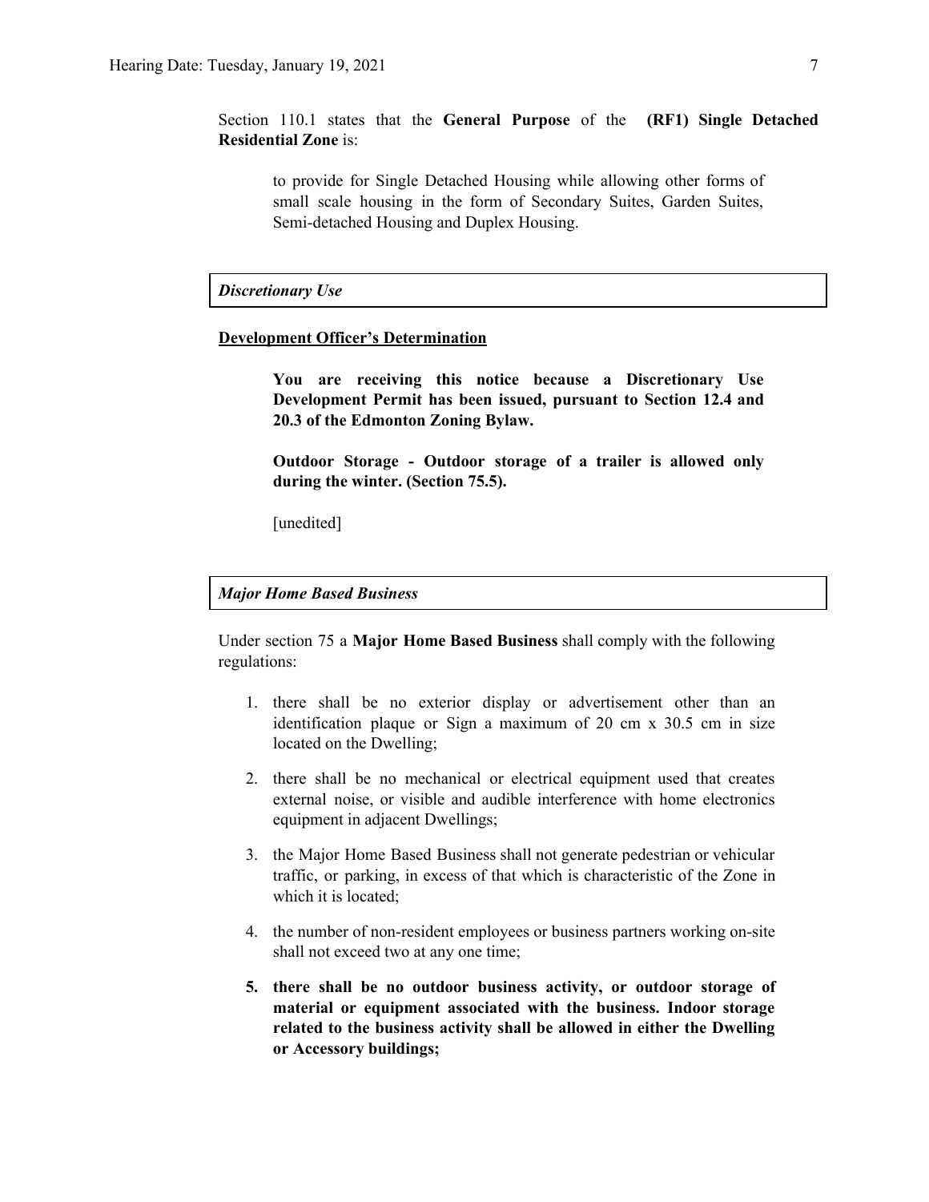Section 110.1 states that the **General Purpose** of the **(RF1) Single Detached Residential Zone** is:

> to provide for Single Detached Housing while allowing other forms of small scale housing in the form of Secondary Suites, Garden Suites, Semi-detached Housing and Duplex Housing.

***Discretionary Use***

**Development Officer's Determination**

> **You are receiving this notice because a Discretionary Use Development Permit has been issued, pursuant to Section 12.4 and 20.3 of the Edmonton Zoning Bylaw.**
>
> **Outdoor Storage - Outdoor storage of a trailer is allowed only during the winter. (Section 75.5).**
>
> [unedited]

***Major Home Based Business***

Under section 75 a **Major Home Based Business** shall comply with the following regulations:

1. there shall be no exterior display or advertisement other than an identification plaque or Sign a maximum of 20 cm x 30.5 cm in size located on the Dwelling;
2. there shall be no mechanical or electrical equipment used that creates external noise, or visible and audible interference with home electronics equipment in adjacent Dwellings;
3. the Major Home Based Business shall not generate pedestrian or vehicular traffic, or parking, in excess of that which is characteristic of the Zone in which it is located;
4. the number of non-resident employees or business partners working on-site shall not exceed two at any one time;
5. **there shall be no outdoor business activity, or outdoor storage of material or equipment associated with the business. Indoor storage related to the business activity shall be allowed in either the Dwelling or Accessory buildings;**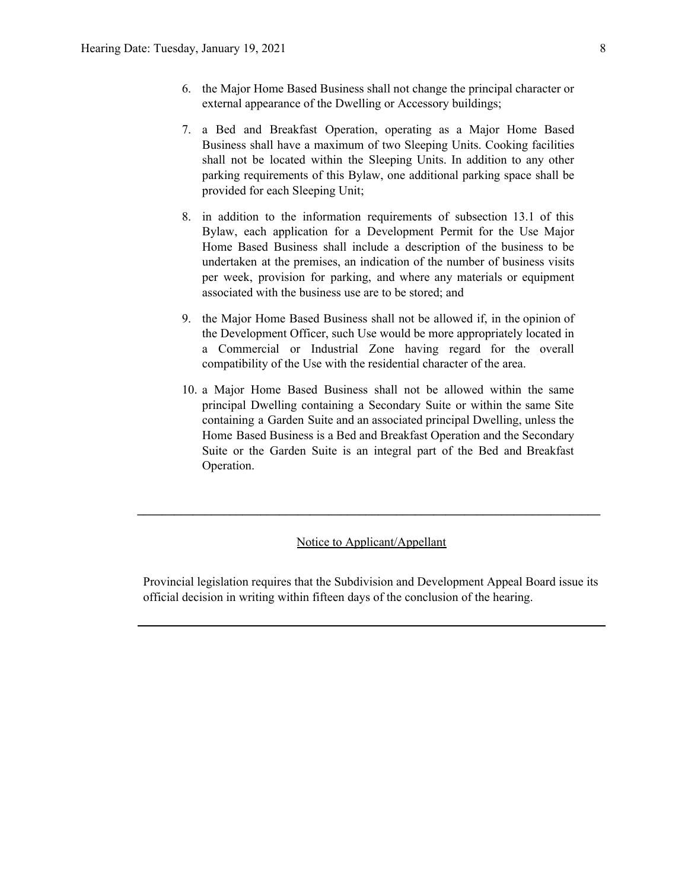6. the Major Home Based Business shall not change the principal character or external appearance of the Dwelling or Accessory buildings;

7. a Bed and Breakfast Operation, operating as a Major Home Based Business shall have a maximum of two Sleeping Units. Cooking facilities shall not be located within the Sleeping Units. In addition to any other parking requirements of this Bylaw, one additional parking space shall be provided for each Sleeping Unit;

8. in addition to the information requirements of subsection 13.1 of this Bylaw, each application for a Development Permit for the Use Major Home Based Business shall include a description of the business to be undertaken at the premises, an indication of the number of business visits per week, provision for parking, and where any materials or equipment associated with the business use are to be stored; and

9. the Major Home Based Business shall not be allowed if, in the opinion of the Development Officer, such Use would be more appropriately located in a Commercial or Industrial Zone having regard for the overall compatibility of the Use with the residential character of the area.

10. a Major Home Based Business shall not be allowed within the same principal Dwelling containing a Secondary Suite or within the same Site containing a Garden Suite and an associated principal Dwelling, unless the Home Based Business is a Bed and Breakfast Operation and the Secondary Suite or the Garden Suite is an integral part of the Bed and Breakfast Operation.

---

Notice to Applicant/Appellant

Provincial legislation requires that the Subdivision and Development Appeal Board issue its official decision in writing within fifteen days of the conclusion of the hearing.

---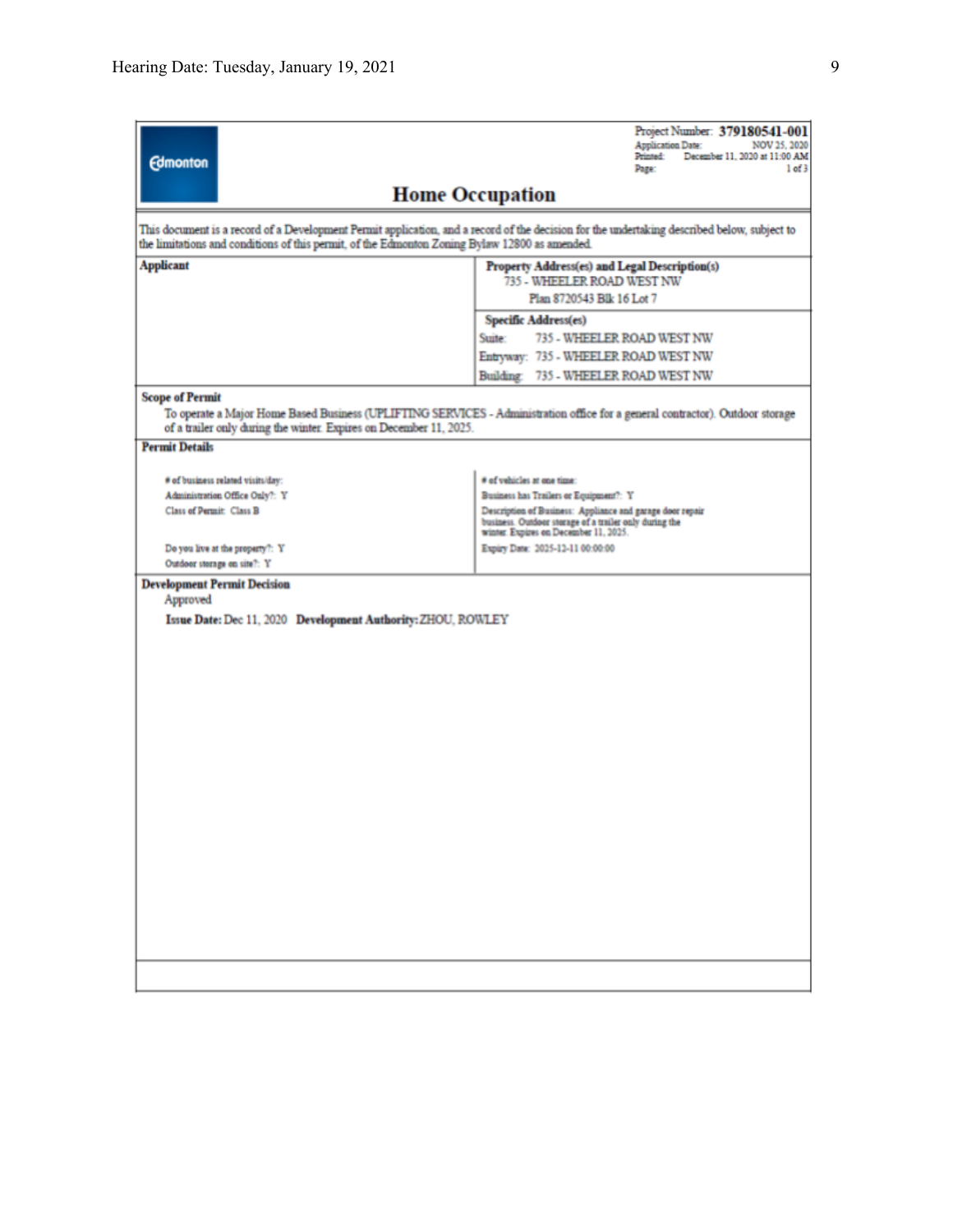**Edmonton**

Project Number: **379180541-001**
Application Date: NOV 25, 2020
Printed: December 11, 2020 at 11:00 AM
Page: 1 of 3

## Home Occupation

This document is a record of a Development Permit application, and a record of the decision for the undertaking described below, subject to the limitations and conditions of this permit, of the Edmonton Zoning Bylaw 12800 as amended.

| **Applicant** | **Property Address(es) and Legal Description(s)** |
|---|---|
| | 735 - WHEELER ROAD WEST NW<br>Plan 8720543 Blk 16 Lot 7 |
| | **Specific Address(es)** |
| | Suite: 735 - WHEELER ROAD WEST NW |
| | Entryway: 735 - WHEELER ROAD WEST NW |
| | Building: 735 - WHEELER ROAD WEST NW |

**Scope of Permit**

To operate a Major Home Based Business (UPLIFTING SERVICES - Administration office for a general contractor). Outdoor storage of a trailer only during the winter. Expires on December 11, 2025.

**Permit Details**

| | |
|---|---|
| # of business related visits/day: | # of vehicles at one time: |
| Administration Office Only?: Y | Business has Trailers or Equipment?: Y |
| Class of Permit: Class B | Description of Business: Appliance and garage door repair business. Outdoor storage of a trailer only during the winter. Expires on December 11, 2025. |
| Do you live at the property?: Y | Expiry Date: 2025-12-11 00:00:00 |
| Outdoor storage on site?: Y | |

**Development Permit Decision**

Approved

**Issue Date:** Dec 11, 2020 **Development Authority:** ZHOU, ROWLEY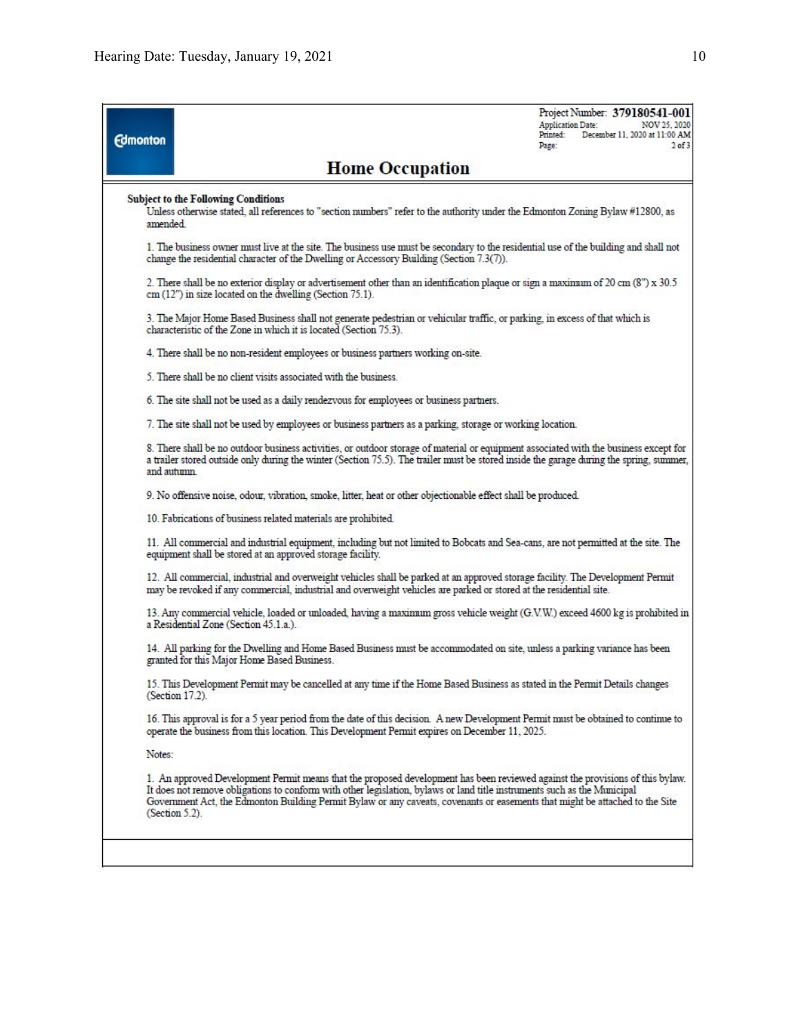Edmonton

Project Number: **379180541-001**
Application Date: NOV 25, 2020
Printed: December 11, 2020 at 11:00 AM
Page: 2 of 3

## Home Occupation

**Subject to the Following Conditions**

Unless otherwise stated, all references to "section numbers" refer to the authority under the Edmonton Zoning Bylaw #12800, as amended.

1. The business owner must live at the site. The business use must be secondary to the residential use of the building and shall not change the residential character of the Dwelling or Accessory Building (Section 7.3(7)).

2. There shall be no exterior display or advertisement other than an identification plaque or sign a maximum of 20 cm (8") x 30.5 cm (12") in size located on the dwelling (Section 75.1).

3. The Major Home Based Business shall not generate pedestrian or vehicular traffic, or parking, in excess of that which is characteristic of the Zone in which it is located (Section 75.3).

4. There shall be no non-resident employees or business partners working on-site.

5. There shall be no client visits associated with the business.

6. The site shall not be used as a daily rendezvous for employees or business partners.

7. The site shall not be used by employees or business partners as a parking, storage or working location.

8. There shall be no outdoor business activities, or outdoor storage of material or equipment associated with the business except for a trailer stored outside only during the winter (Section 75.5). The trailer must be stored inside the garage during the spring, summer, and autumn.

9. No offensive noise, odour, vibration, smoke, litter, heat or other objectionable effect shall be produced.

10. Fabrications of business related materials are prohibited.

11. All commercial and industrial equipment, including but not limited to Bobcats and Sea-cans, are not permitted at the site. The equipment shall be stored at an approved storage facility.

12. All commercial, industrial and overweight vehicles shall be parked at an approved storage facility. The Development Permit may be revoked if any commercial, industrial and overweight vehicles are parked or stored at the residential site.

13. Any commercial vehicle, loaded or unloaded, having a maximum gross vehicle weight (G.V.W.) exceed 4600 kg is prohibited in a Residential Zone (Section 45.1.a.).

14. All parking for the Dwelling and Home Based Business must be accommodated on site, unless a parking variance has been granted for this Major Home Based Business.

15. This Development Permit may be cancelled at any time if the Home Based Business as stated in the Permit Details changes (Section 17.2).

16. This approval is for a 5 year period from the date of this decision. A new Development Permit must be obtained to continue to operate the business from this location. This Development Permit expires on December 11, 2025.

Notes:

1. An approved Development Permit means that the proposed development has been reviewed against the provisions of this bylaw. It does not remove obligations to conform with other legislation, bylaws or land title instruments such as the Municipal Government Act, the Edmonton Building Permit Bylaw or any caveats, covenants or easements that might be attached to the Site (Section 5.2).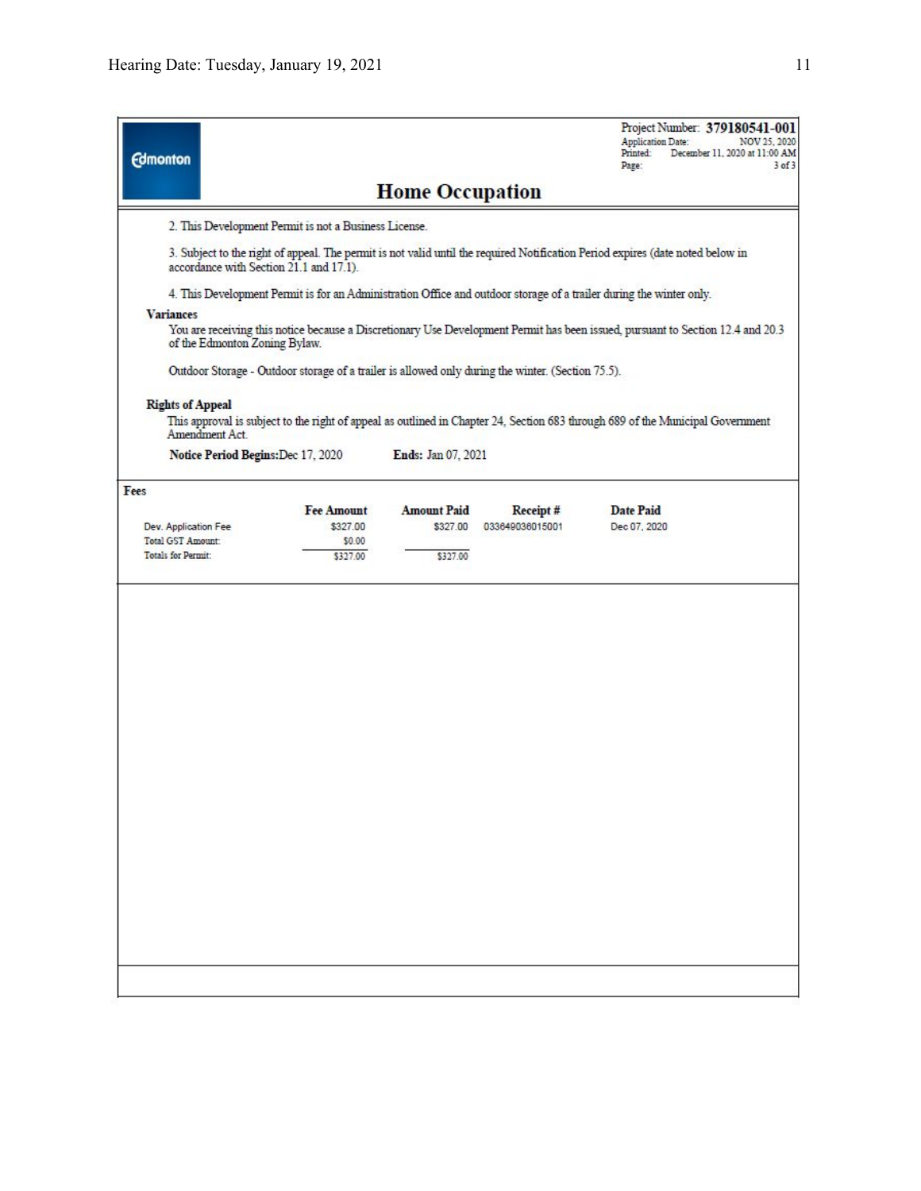Edmonton

Project Number: **379180541-001**
Application Date: NOV 25, 2020
Printed: December 11, 2020 at 11:00 AM

## Home Occupation

2. This Development Permit is not a Business License.

3. Subject to the right of appeal. The permit is not valid until the required Notification Period expires (date noted below in accordance with Section 21.1 and 17.1).

4. This Development Permit is for an Administration Office and outdoor storage of a trailer during the winter only.

**Variances**

You are receiving this notice because a Discretionary Use Development Permit has been issued, pursuant to Section 12.4 and 20.3 of the Edmonton Zoning Bylaw.

Outdoor Storage - Outdoor storage of a trailer is allowed only during the winter. (Section 75.5).

**Rights of Appeal**

This approval is subject to the right of appeal as outlined in Chapter 24, Section 683 through 689 of the Municipal Government Amendment Act.

**Notice Period Begins:** Dec 17, 2020 **Ends:** Jan 07, 2021

**Fees**

| | Fee Amount | Amount Paid | Receipt # | Date Paid |
|---|---|---|---|---|
| Dev. Application Fee | $327.00 | $327.00 | 033649036015001 | Dec 07, 2020 |
| Total GST Amount: | $0.00 | | | |
| Totals for Permit: | $327.00 | $327.00 | | |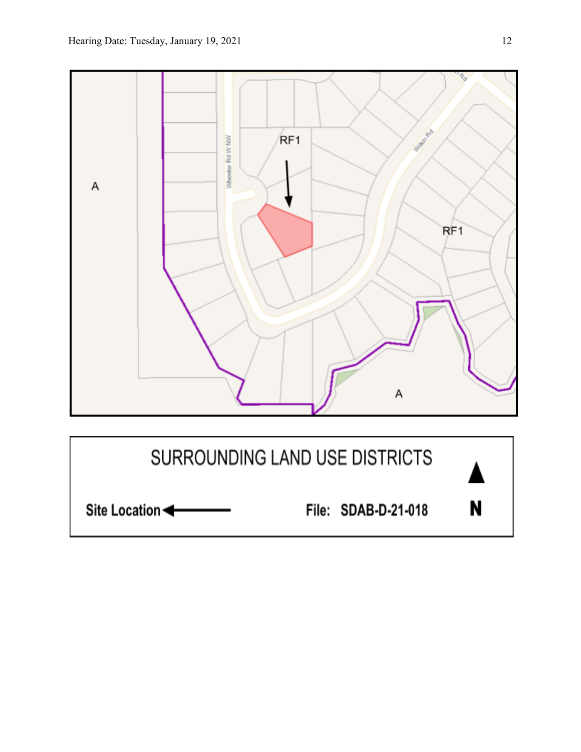A

RF1

Wheeler Rd W NW

Wilkin Rd

RF1

A

SURROUNDING LAND USE DISTRICTS

Site Location ←

File: SDAB-D-21-018

N